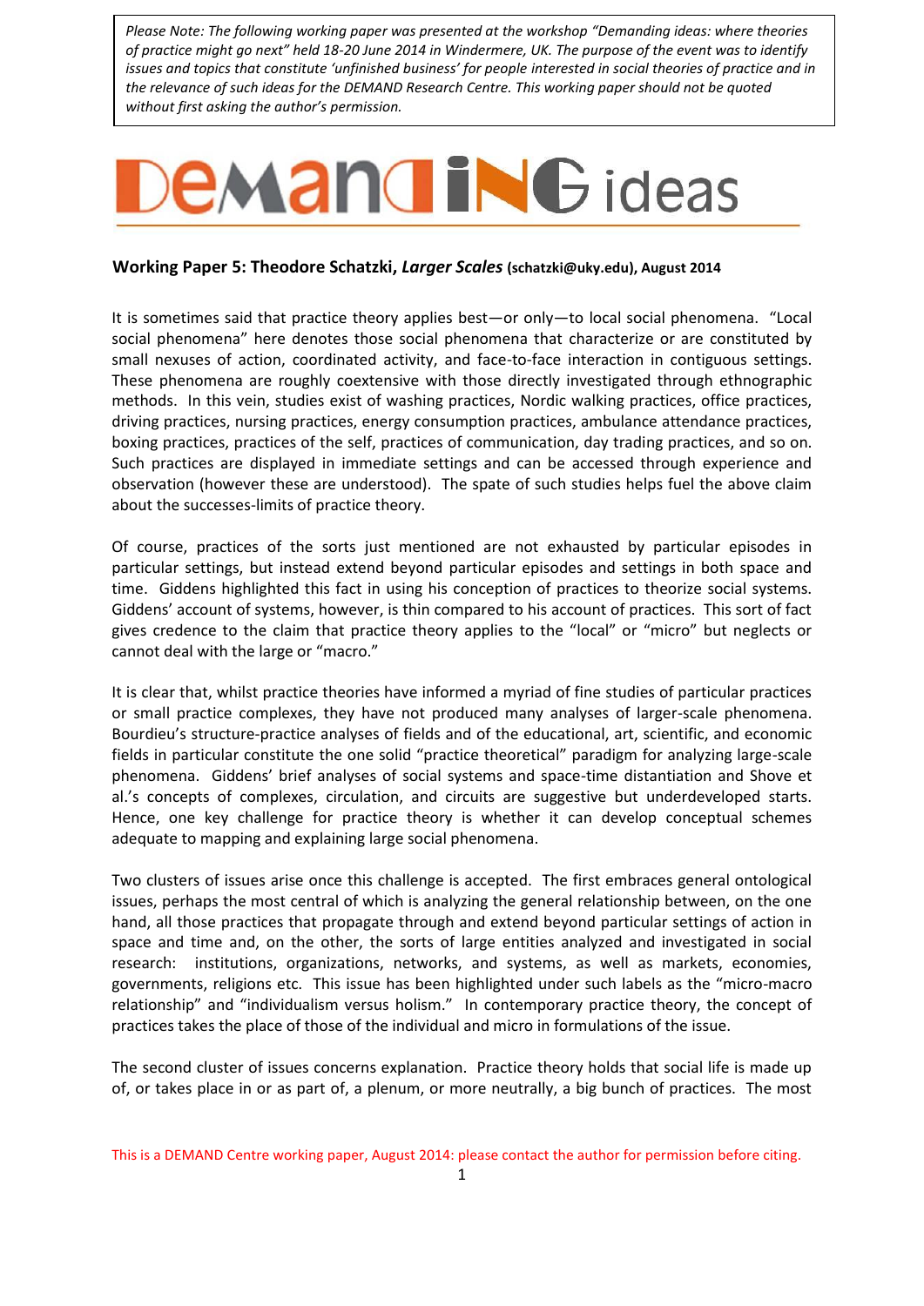*Please Note: The following working paper was presented at the workshop "Demanding ideas: where theories of practice might go next" held 18-20 June 2014 in Windermere, UK. The purpose of the event was to identify issues and topics that constitute 'unfinished business' for people interested in social theories of practice and in the relevance of such ideas for the DEMAND Research Centre. This working paper should not be quoted without first asking the author's permission.*

# DEMANDING ideas

**Working Paper 5: Theodore Schatzki, *Larger Scales* (schatzki@uky.edu), August 2014**

It is sometimes said that practice theory applies best—or only—to local social phenomena. "Local social phenomena" here denotes those social phenomena that characterize or are constituted by small nexuses of action, coordinated activity, and face-to-face interaction in contiguous settings. These phenomena are roughly coextensive with those directly investigated through ethnographic methods. In this vein, studies exist of washing practices, Nordic walking practices, office practices, driving practices, nursing practices, energy consumption practices, ambulance attendance practices, boxing practices, practices of the self, practices of communication, day trading practices, and so on. Such practices are displayed in immediate settings and can be accessed through experience and observation (however these are understood). The spate of such studies helps fuel the above claim about the successes-limits of practice theory.

Of course, practices of the sorts just mentioned are not exhausted by particular episodes in particular settings, but instead extend beyond particular episodes and settings in both space and time. Giddens highlighted this fact in using his conception of practices to theorize social systems. Giddens' account of systems, however, is thin compared to his account of practices. This sort of fact gives credence to the claim that practice theory applies to the "local" or "micro" but neglects or cannot deal with the large or "macro."

It is clear that, whilst practice theories have informed a myriad of fine studies of particular practices or small practice complexes, they have not produced many analyses of larger-scale phenomena. Bourdieu's structure-practice analyses of fields and of the educational, art, scientific, and economic fields in particular constitute the one solid "practice theoretical" paradigm for analyzing large-scale phenomena. Giddens' brief analyses of social systems and space-time distantiation and Shove et al.'s concepts of complexes, circulation, and circuits are suggestive but underdeveloped starts. Hence, one key challenge for practice theory is whether it can develop conceptual schemes adequate to mapping and explaining large social phenomena.

Two clusters of issues arise once this challenge is accepted. The first embraces general ontological issues, perhaps the most central of which is analyzing the general relationship between, on the one hand, all those practices that propagate through and extend beyond particular settings of action in space and time and, on the other, the sorts of large entities analyzed and investigated in social research: institutions, organizations, networks, and systems, as well as markets, economies, governments, religions etc. This issue has been highlighted under such labels as the "micro-macro relationship" and "individualism versus holism." In contemporary practice theory, the concept of practices takes the place of those of the individual and micro in formulations of the issue.

The second cluster of issues concerns explanation. Practice theory holds that social life is made up of, or takes place in or as part of, a plenum, or more neutrally, a big bunch of practices. The most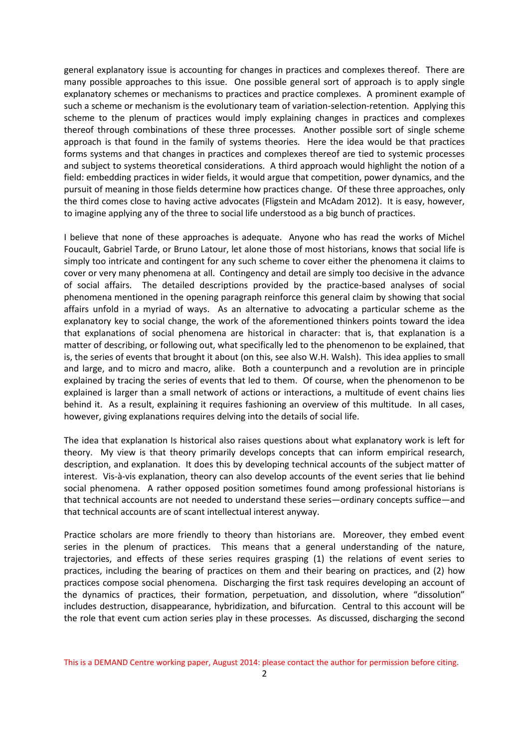general explanatory issue is accounting for changes in practices and complexes thereof. There are many possible approaches to this issue. One possible general sort of approach is to apply single explanatory schemes or mechanisms to practices and practice complexes. A prominent example of such a scheme or mechanism is the evolutionary team of variation-selection-retention. Applying this scheme to the plenum of practices would imply explaining changes in practices and complexes thereof through combinations of these three processes. Another possible sort of single scheme approach is that found in the family of systems theories. Here the idea would be that practices forms systems and that changes in practices and complexes thereof are tied to systemic processes and subject to systems theoretical considerations. A third approach would highlight the notion of a field: embedding practices in wider fields, it would argue that competition, power dynamics, and the pursuit of meaning in those fields determine how practices change. Of these three approaches, only the third comes close to having active advocates (Fligstein and McAdam 2012). It is easy, however, to imagine applying any of the three to social life understood as a big bunch of practices.

I believe that none of these approaches is adequate. Anyone who has read the works of Michel Foucault, Gabriel Tarde, or Bruno Latour, let alone those of most historians, knows that social life is simply too intricate and contingent for any such scheme to cover either the phenomena it claims to cover or very many phenomena at all. Contingency and detail are simply too decisive in the advance of social affairs. The detailed descriptions provided by the practice-based analyses of social phenomena mentioned in the opening paragraph reinforce this general claim by showing that social affairs unfold in a myriad of ways. As an alternative to advocating a particular scheme as the explanatory key to social change, the work of the aforementioned thinkers points toward the idea that explanations of social phenomena are historical in character: that is, that explanation is a matter of describing, or following out, what specifically led to the phenomenon to be explained, that is, the series of events that brought it about (on this, see also W.H. Walsh). This idea applies to small and large, and to micro and macro, alike. Both a counterpunch and a revolution are in principle explained by tracing the series of events that led to them. Of course, when the phenomenon to be explained is larger than a small network of actions or interactions, a multitude of event chains lies behind it. As a result, explaining it requires fashioning an overview of this multitude. In all cases, however, giving explanations requires delving into the details of social life.

The idea that explanation Is historical also raises questions about what explanatory work is left for theory. My view is that theory primarily develops concepts that can inform empirical research, description, and explanation. It does this by developing technical accounts of the subject matter of interest. Vis-à-vis explanation, theory can also develop accounts of the event series that lie behind social phenomena. A rather opposed position sometimes found among professional historians is that technical accounts are not needed to understand these series—ordinary concepts suffice—and that technical accounts are of scant intellectual interest anyway.

Practice scholars are more friendly to theory than historians are. Moreover, they embed event series in the plenum of practices. This means that a general understanding of the nature, trajectories, and effects of these series requires grasping (1) the relations of event series to practices, including the bearing of practices on them and their bearing on practices, and (2) how practices compose social phenomena. Discharging the first task requires developing an account of the dynamics of practices, their formation, perpetuation, and dissolution, where "dissolution" includes destruction, disappearance, hybridization, and bifurcation. Central to this account will be the role that event cum action series play in these processes. As discussed, discharging the second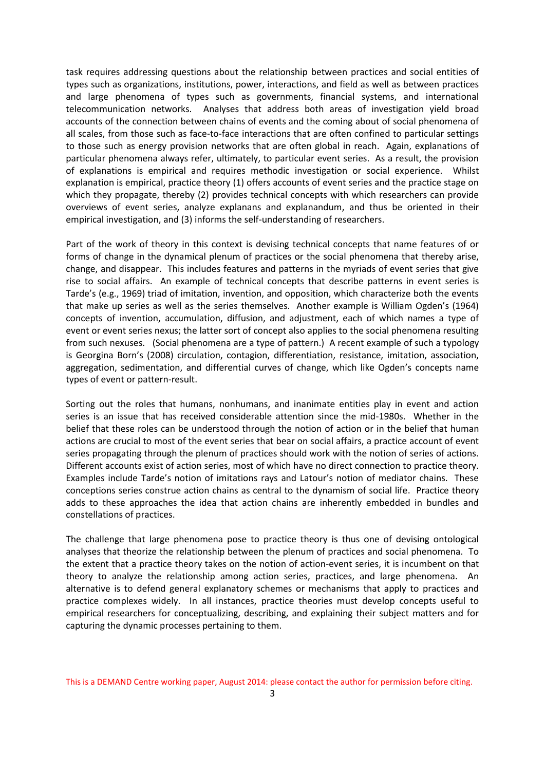task requires addressing questions about the relationship between practices and social entities of types such as organizations, institutions, power, interactions, and field as well as between practices and large phenomena of types such as governments, financial systems, and international telecommunication networks. Analyses that address both areas of investigation yield broad accounts of the connection between chains of events and the coming about of social phenomena of all scales, from those such as face-to-face interactions that are often confined to particular settings to those such as energy provision networks that are often global in reach. Again, explanations of particular phenomena always refer, ultimately, to particular event series. As a result, the provision of explanations is empirical and requires methodic investigation or social experience. Whilst explanation is empirical, practice theory (1) offers accounts of event series and the practice stage on which they propagate, thereby (2) provides technical concepts with which researchers can provide overviews of event series, analyze explanans and explanandum, and thus be oriented in their empirical investigation, and (3) informs the self-understanding of researchers.

Part of the work of theory in this context is devising technical concepts that name features of or forms of change in the dynamical plenum of practices or the social phenomena that thereby arise, change, and disappear. This includes features and patterns in the myriads of event series that give rise to social affairs. An example of technical concepts that describe patterns in event series is Tarde's (e.g., 1969) triad of imitation, invention, and opposition, which characterize both the events that make up series as well as the series themselves. Another example is William Ogden's (1964) concepts of invention, accumulation, diffusion, and adjustment, each of which names a type of event or event series nexus; the latter sort of concept also applies to the social phenomena resulting from such nexuses. (Social phenomena are a type of pattern.) A recent example of such a typology is Georgina Born's (2008) circulation, contagion, differentiation, resistance, imitation, association, aggregation, sedimentation, and differential curves of change, which like Ogden's concepts name types of event or pattern-result.

Sorting out the roles that humans, nonhumans, and inanimate entities play in event and action series is an issue that has received considerable attention since the mid-1980s. Whether in the belief that these roles can be understood through the notion of action or in the belief that human actions are crucial to most of the event series that bear on social affairs, a practice account of event series propagating through the plenum of practices should work with the notion of series of actions. Different accounts exist of action series, most of which have no direct connection to practice theory. Examples include Tarde's notion of imitations rays and Latour's notion of mediator chains. These conceptions series construe action chains as central to the dynamism of social life. Practice theory adds to these approaches the idea that action chains are inherently embedded in bundles and constellations of practices.

The challenge that large phenomena pose to practice theory is thus one of devising ontological analyses that theorize the relationship between the plenum of practices and social phenomena. To the extent that a practice theory takes on the notion of action-event series, it is incumbent on that theory to analyze the relationship among action series, practices, and large phenomena. An alternative is to defend general explanatory schemes or mechanisms that apply to practices and practice complexes widely. In all instances, practice theories must develop concepts useful to empirical researchers for conceptualizing, describing, and explaining their subject matters and for capturing the dynamic processes pertaining to them.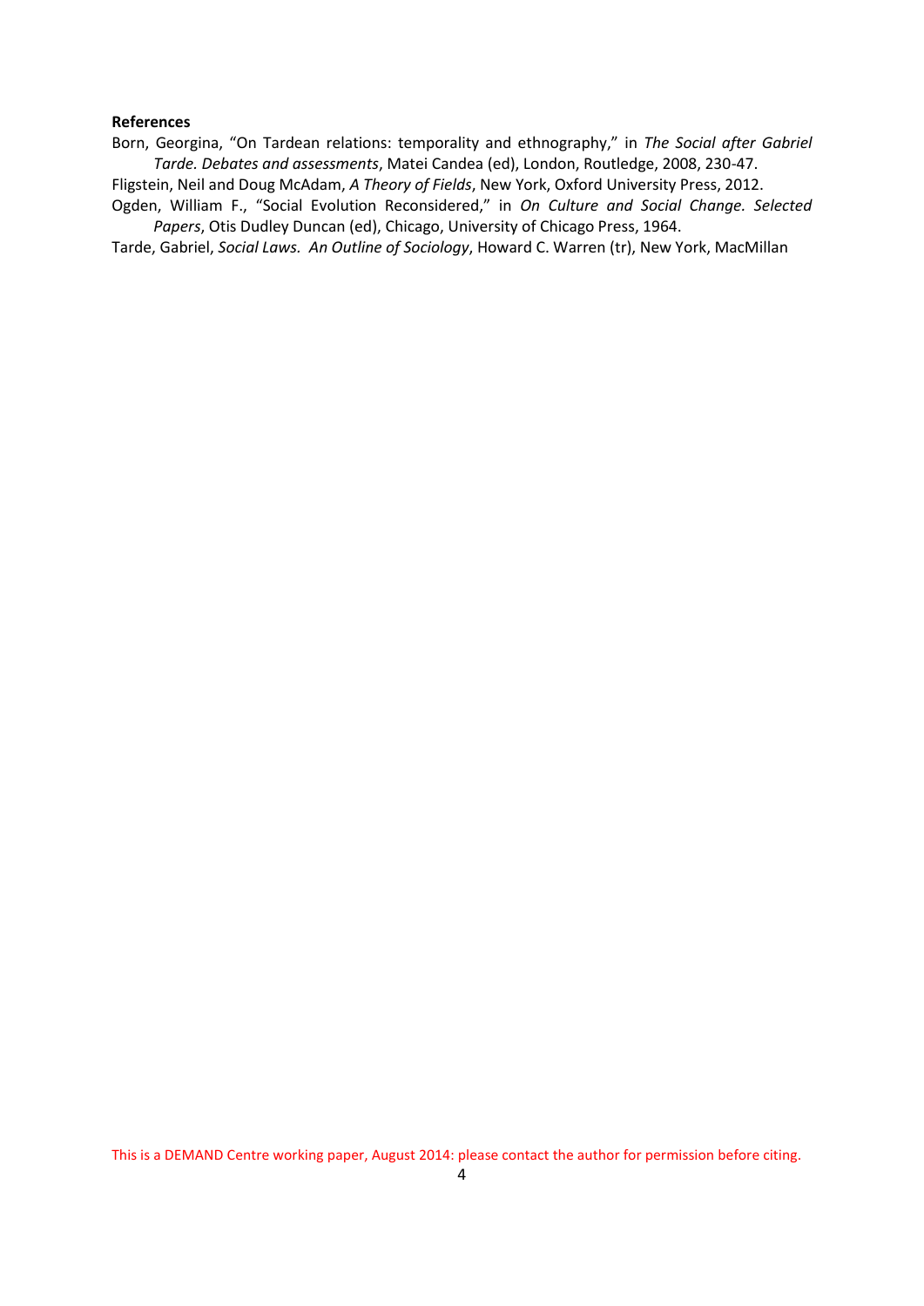**References**

Born, Georgina, "On Tardean relations: temporality and ethnography," in *The Social after Gabriel Tarde. Debates and assessments*, Matei Candea (ed), London, Routledge, 2008, 230-47.

Fligstein, Neil and Doug McAdam, *A Theory of Fields*, New York, Oxford University Press, 2012.

Ogden, William F., "Social Evolution Reconsidered," in *On Culture and Social Change. Selected Papers*, Otis Dudley Duncan (ed), Chicago, University of Chicago Press, 1964.

Tarde, Gabriel, *Social Laws. An Outline of Sociology*, Howard C. Warren (tr), New York, MacMillan

This is a DEMAND Centre working paper, August 2014: please contact the author for permission before citing.